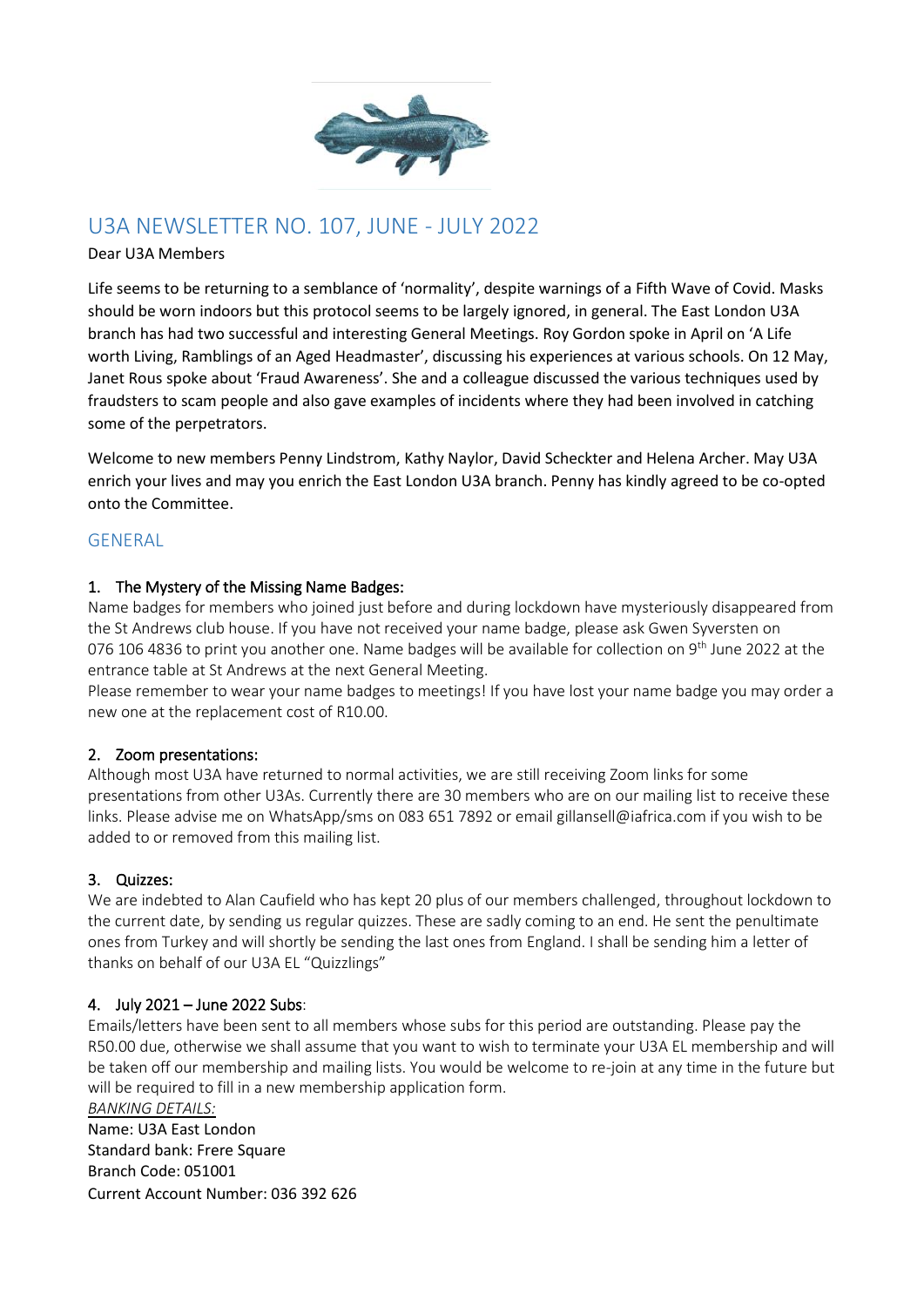# U3A NEWSLETTER NO. 107, JUNE - JULY 2022

Dear U3A Members

Life seems to be returning to a semblance of 'normality', despite warnings of a Fifth Wave of Covid. Masks should be worn indoors but this protocol seems to be largely ignored, in general. The East London U3A branch has had two successful and interesting General Meetings. Roy Gordon spoke in April on 'A Life worth Living, Ramblings of an Aged Headmaster', discussing his experiences at various schools. On 12 May, Janet Rous spoke about 'Fraud Awareness'. She and a colleague discussed the various techniques used by fraudsters to scam people and also gave examples of incidents where they had been involved in catching some of the perpetrators.

Welcome to new members Penny Lindstrom, Kathy Naylor, David Scheckter and Helena Archer. May U3A enrich your lives and may you enrich the East London U3A branch. Penny has kindly agreed to be co-opted onto the Committee.

## GENERAL

### 1. The Mystery of the Missing Name Badges:

Name badges for members who joined just before and during lockdown have mysteriously disappeared from the St Andrews club house. If you have not received your name badge, please ask Gwen Syversten on 076 106 4836 to print you another one. Name badges will be available for collection on 9th June 2022 at the entrance table at St Andrews at the next General Meeting.

Please remember to wear your name badges to meetings! If you have lost your name badge you may order a new one at the replacement cost of R10.00.

### 2. Zoom presentations:

Although most U3A have returned to normal activities, we are still receiving Zoom links for some presentations from other U3As. Currently there are 30 members who are on our mailing list to receive these links. Please advise me on WhatsApp/sms on 083 651 7892 or email gillansell@iafrica.com if you wish to be added to or removed from this mailing list.

### 3. Quizzes:

We are indebted to Alan Caufield who has kept 20 plus of our members challenged, throughout lockdown to the current date, by sending us regular quizzes. These are sadly coming to an end. He sent the penultimate ones from Turkey and will shortly be sending the last ones from England. I shall be sending him a letter of thanks on behalf of our U3A EL "Quizzlings"

### 4. July 2021 – June 2022 Subs:

Emails/letters have been sent to all members whose subs for this period are outstanding. Please pay the R50.00 due, otherwise we shall assume that you want to wish to terminate your U3A EL membership and will be taken off our membership and mailing lists. You would be welcome to re-join at any time in the future but will be required to fill in a new membership application form.

*BANKING DETAILS:*

Name: U3A East London
Standard bank: Frere Square
Branch Code: 051001
Current Account Number: 036 392 626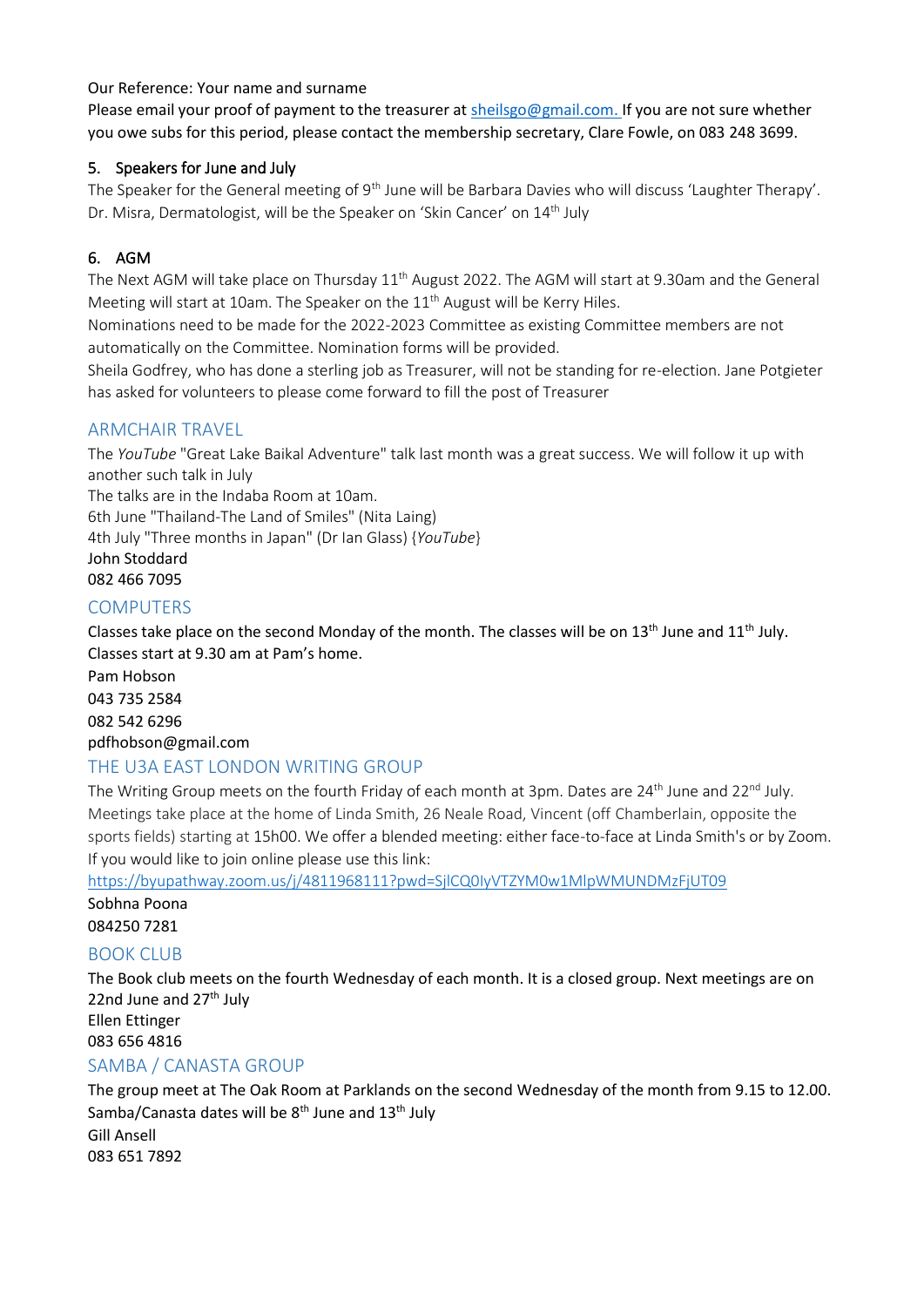Our Reference: Your name and surname

Please email your proof of payment to the treasurer at sheilsgo@gmail.com. If you are not sure whether you owe subs for this period, please contact the membership secretary, Clare Fowle, on 083 248 3699.

### 5. Speakers for June and July

The Speaker for the General meeting of 9th June will be Barbara Davies who will discuss 'Laughter Therapy'. Dr. Misra, Dermatologist, will be the Speaker on 'Skin Cancer' on 14th July

### 6. AGM

The Next AGM will take place on Thursday 11th August 2022. The AGM will start at 9.30am and the General Meeting will start at 10am. The Speaker on the 11th August will be Kerry Hiles.

Nominations need to be made for the 2022-2023 Committee as existing Committee members are not automatically on the Committee. Nomination forms will be provided.

Sheila Godfrey, who has done a sterling job as Treasurer, will not be standing for re-election. Jane Potgieter has asked for volunteers to please come forward to fill the post of Treasurer

## ARMCHAIR TRAVEL

The *YouTube* "Great Lake Baikal Adventure" talk last month was a great success. We will follow it up with another such talk in July

The talks are in the Indaba Room at 10am.

6th June "Thailand-The Land of Smiles" (Nita Laing)

4th July "Three months in Japan" (Dr Ian Glass) {*YouTube*}

John Stoddard

082 466 7095

## COMPUTERS

Classes take place on the second Monday of the month. The classes will be on 13th June and 11th July. Classes start at 9.30 am at Pam's home.

Pam Hobson

043 735 2584

082 542 6296

pdfhobson@gmail.com

## THE U3A EAST LONDON WRITING GROUP

The Writing Group meets on the fourth Friday of each month at 3pm. Dates are 24th June and 22nd July. Meetings take place at the home of Linda Smith, 26 Neale Road, Vincent (off Chamberlain, opposite the sports fields) starting at 15h00. We offer a blended meeting: either face-to-face at Linda Smith's or by Zoom. If you would like to join online please use this link:

https://byupathway.zoom.us/j/4811968111?pwd=SjlCQ0IyVTZYM0w1MlpWMUNDMzFjUT09

Sobhna Poona

084250 7281

## BOOK CLUB

The Book club meets on the fourth Wednesday of each month. It is a closed group. Next meetings are on 22nd June and 27th July

Ellen Ettinger

083 656 4816

## SAMBA / CANASTA GROUP

The group meet at The Oak Room at Parklands on the second Wednesday of the month from 9.15 to 12.00. Samba/Canasta dates will be 8th June and 13th July

Gill Ansell

083 651 7892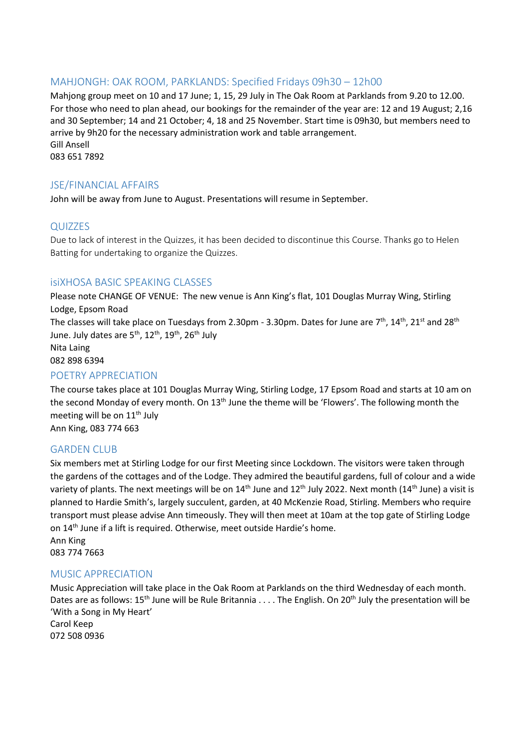## MAHJONGH: OAK ROOM, PARKLANDS: Specified Fridays 09h30 – 12h00

Mahjong group meet on 10 and 17 June; 1, 15, 29 July in The Oak Room at Parklands from 9.20 to 12.00. For those who need to plan ahead, our bookings for the remainder of the year are: 12 and 19 August; 2,16 and 30 September; 14 and 21 October; 4, 18 and 25 November. Start time is 09h30, but members need to arrive by 9h20 for the necessary administration work and table arrangement.
Gill Ansell
083 651 7892

## JSE/FINANCIAL AFFAIRS

John will be away from June to August. Presentations will resume in September.

## QUIZZES

Due to lack of interest in the Quizzes, it has been decided to discontinue this Course. Thanks go to Helen Batting for undertaking to organize the Quizzes.

## isiXHOSA BASIC SPEAKING CLASSES

Please note CHANGE OF VENUE: The new venue is Ann King's flat, 101 Douglas Murray Wing, Stirling Lodge, Epsom Road
The classes will take place on Tuesdays from 2.30pm - 3.30pm. Dates for June are 7th, 14th, 21st and 28th June. July dates are 5th, 12th, 19th, 26th July
Nita Laing
082 898 6394

## POETRY APPRECIATION

The course takes place at 101 Douglas Murray Wing, Stirling Lodge, 17 Epsom Road and starts at 10 am on the second Monday of every month. On 13th June the theme will be 'Flowers'. The following month the meeting will be on 11th July
Ann King, 083 774 663

## GARDEN CLUB

Six members met at Stirling Lodge for our first Meeting since Lockdown. The visitors were taken through the gardens of the cottages and of the Lodge. They admired the beautiful gardens, full of colour and a wide variety of plants. The next meetings will be on 14th June and 12th July 2022. Next month (14th June) a visit is planned to Hardie Smith's, largely succulent, garden, at 40 McKenzie Road, Stirling. Members who require transport must please advise Ann timeously. They will then meet at 10am at the top gate of Stirling Lodge on 14th June if a lift is required. Otherwise, meet outside Hardie's home.
Ann King
083 774 7663

## MUSIC APPRECIATION

Music Appreciation will take place in the Oak Room at Parklands on the third Wednesday of each month. Dates are as follows: 15th June will be Rule Britannia . . . . The English. On 20th July the presentation will be 'With a Song in My Heart'
Carol Keep
072 508 0936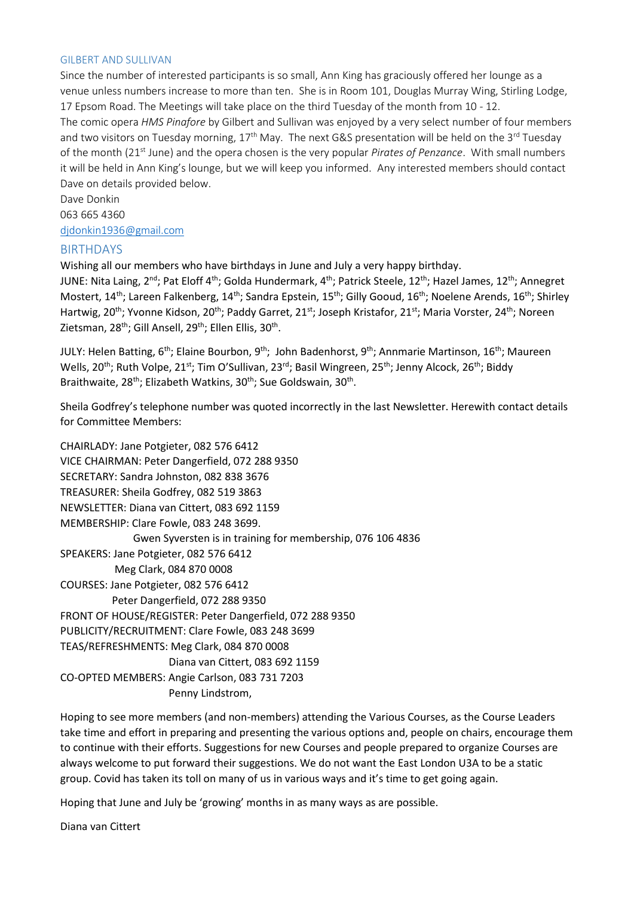## GILBERT AND SULLIVAN

Since the number of interested participants is so small, Ann King has graciously offered her lounge as a venue unless numbers increase to more than ten. She is in Room 101, Douglas Murray Wing, Stirling Lodge, 17 Epsom Road. The Meetings will take place on the third Tuesday of the month from 10 - 12.

The comic opera *HMS Pinafore* by Gilbert and Sullivan was enjoyed by a very select number of four members and two visitors on Tuesday morning, 17th May. The next G&S presentation will be held on the 3rd Tuesday of the month (21st June) and the opera chosen is the very popular *Pirates of Penzance*. With small numbers it will be held in Ann King's lounge, but we will keep you informed. Any interested members should contact Dave on details provided below.

Dave Donkin
063 665 4360
djdonkin1936@gmail.com

## BIRTHDAYS

Wishing all our members who have birthdays in June and July a very happy birthday.

JUNE: Nita Laing, 2nd; Pat Eloff 4th; Golda Hundermark, 4th; Patrick Steele, 12th; Hazel James, 12th; Annegret Mostert, 14th; Lareen Falkenberg, 14th; Sandra Epstein, 15th; Gilly Gooud, 16th; Noelene Arends, 16th; Shirley Hartwig, 20th; Yvonne Kidson, 20th; Paddy Garret, 21st; Joseph Kristafor, 21st; Maria Vorster, 24th; Noreen Zietsman, 28th; Gill Ansell, 29th; Ellen Ellis, 30th.

JULY: Helen Batting, 6th; Elaine Bourbon, 9th; John Badenhorst, 9th; Annmarie Martinson, 16th; Maureen Wells, 20th; Ruth Volpe, 21st; Tim O'Sullivan, 23rd; Basil Wingreen, 25th; Jenny Alcock, 26th; Biddy Braithwaite, 28th; Elizabeth Watkins, 30th; Sue Goldswain, 30th.

Sheila Godfrey's telephone number was quoted incorrectly in the last Newsletter. Herewith contact details for Committee Members:

CHAIRLADY: Jane Potgieter, 082 576 6412
VICE CHAIRMAN: Peter Dangerfield, 072 288 9350
SECRETARY: Sandra Johnston, 082 838 3676
TREASURER: Sheila Godfrey, 082 519 3863
NEWSLETTER: Diana van Cittert, 083 692 1159
MEMBERSHIP: Clare Fowle, 083 248 3699.
Gwen Syversten is in training for membership, 076 106 4836
SPEAKERS: Jane Potgieter, 082 576 6412
Meg Clark, 084 870 0008
COURSES: Jane Potgieter, 082 576 6412
Peter Dangerfield, 072 288 9350
FRONT OF HOUSE/REGISTER: Peter Dangerfield, 072 288 9350
PUBLICITY/RECRUITMENT: Clare Fowle, 083 248 3699
TEAS/REFRESHMENTS: Meg Clark, 084 870 0008
Diana van Cittert, 083 692 1159
CO-OPTED MEMBERS: Angie Carlson, 083 731 7203
Penny Lindstrom,

Hoping to see more members (and non-members) attending the Various Courses, as the Course Leaders take time and effort in preparing and presenting the various options and, people on chairs, encourage them to continue with their efforts. Suggestions for new Courses and people prepared to organize Courses are always welcome to put forward their suggestions. We do not want the East London U3A to be a static group. Covid has taken its toll on many of us in various ways and it's time to get going again.

Hoping that June and July be 'growing' months in as many ways as are possible.

Diana van Cittert